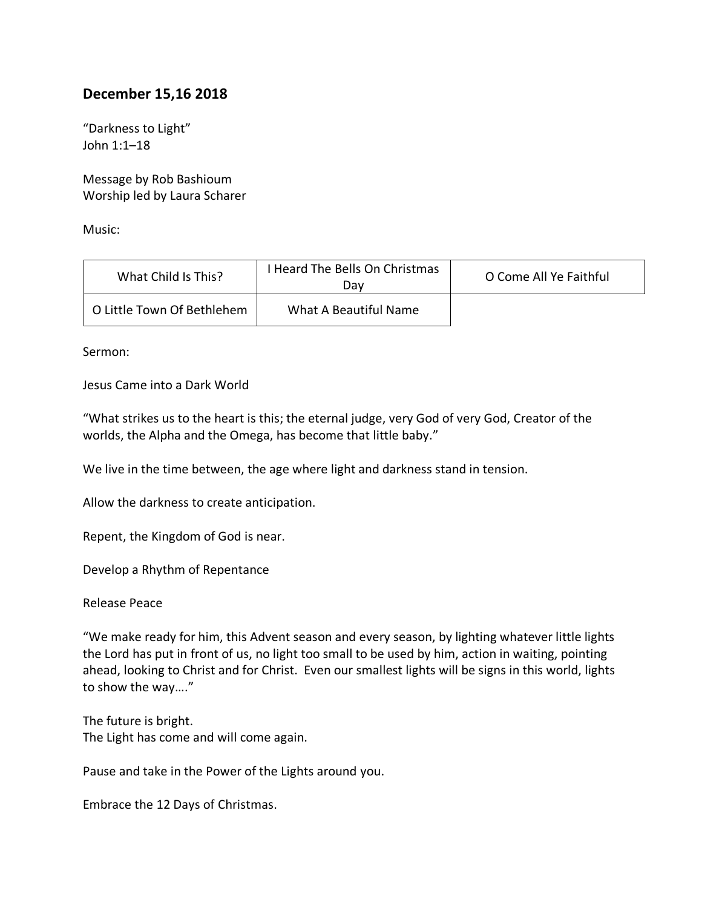## December 15,16 2018

“Darkness to Light”
John 1:1–18

Message by Rob Bashioum
Worship led by Laura Scharer

Music:

| What Child Is This? | I Heard The Bells On Christmas Day | O Come All Ye Faithful |
|---|---|---|
| O Little Town Of Bethlehem | What A Beautiful Name | |

Sermon:

Jesus Came into a Dark World

“What strikes us to the heart is this; the eternal judge, very God of very God, Creator of the worlds, the Alpha and the Omega, has become that little baby.”

We live in the time between, the age where light and darkness stand in tension.

Allow the darkness to create anticipation.

Repent, the Kingdom of God is near.

Develop a Rhythm of Repentance

Release Peace

“We make ready for him, this Advent season and every season, by lighting whatever little lights the Lord has put in front of us, no light too small to be used by him, action in waiting, pointing ahead, looking to Christ and for Christ. Even our smallest lights will be signs in this world, lights to show the way….”

The future is bright.
The Light has come and will come again.

Pause and take in the Power of the Lights around you.

Embrace the 12 Days of Christmas.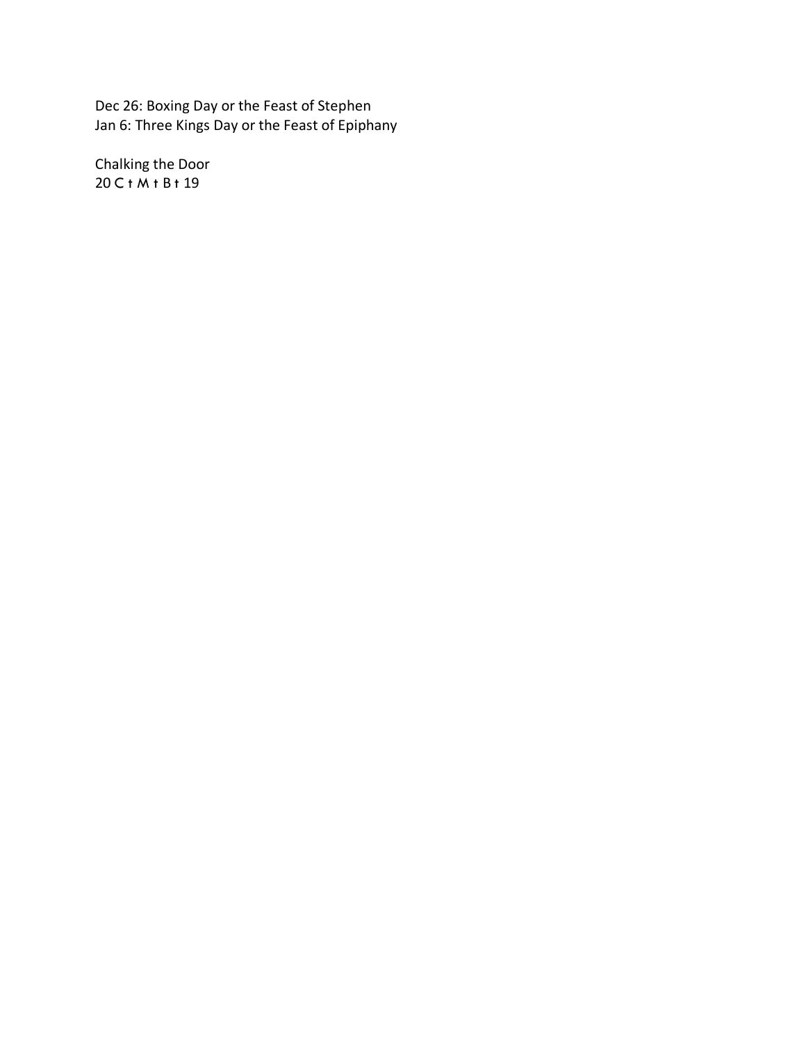Dec 26: Boxing Day or the Feast of Stephen
Jan 6: Three Kings Day or the Feast of Epiphany

Chalking the Door
20 C † M † B † 19